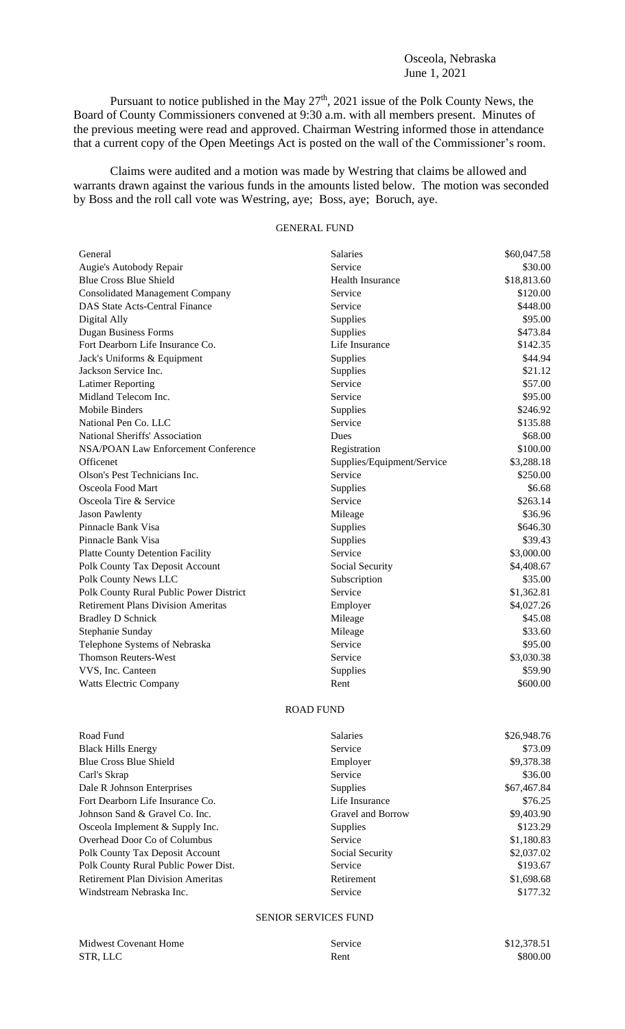Osceola, Nebraska
June 1, 2021

Pursuant to notice published in the May 27th, 2021 issue of the Polk County News, the Board of County Commissioners convened at 9:30 a.m. with all members present. Minutes of the previous meeting were read and approved. Chairman Westring informed those in attendance that a current copy of the Open Meetings Act is posted on the wall of the Commissioner's room.

Claims were audited and a motion was made by Westring that claims be allowed and warrants drawn against the various funds in the amounts listed below. The motion was seconded by Boss and the roll call vote was Westring, aye; Boss, aye; Boruch, aye.

## GENERAL FUND

| | | |
|---|---|---|
| General | Salaries | $60,047.58 |
| Augie's Autobody Repair | Service | $30.00 |
| Blue Cross Blue Shield | Health Insurance | $18,813.60 |
| Consolidated Management Company | Service | $120.00 |
| DAS State Acts-Central Finance | Service | $448.00 |
| Digital Ally | Supplies | $95.00 |
| Dugan Business Forms | Supplies | $473.84 |
| Fort Dearborn Life Insurance Co. | Life Insurance | $142.35 |
| Jack's Uniforms & Equipment | Supplies | $44.94 |
| Jackson Service Inc. | Supplies | $21.12 |
| Latimer Reporting | Service | $57.00 |
| Midland Telecom Inc. | Service | $95.00 |
| Mobile Binders | Supplies | $246.92 |
| National Pen Co. LLC | Service | $135.88 |
| National Sheriffs' Association | Dues | $68.00 |
| NSA/POAN Law Enforcement Conference | Registration | $100.00 |
| Officenet | Supplies/Equipment/Service | $3,288.18 |
| Olson's Pest Technicians Inc. | Service | $250.00 |
| Osceola Food Mart | Supplies | $6.68 |
| Osceola Tire & Service | Service | $263.14 |
| Jason Pawlenty | Mileage | $36.96 |
| Pinnacle Bank Visa | Supplies | $646.30 |
| Pinnacle Bank Visa | Supplies | $39.43 |
| Platte County Detention Facility | Service | $3,000.00 |
| Polk County Tax Deposit Account | Social Security | $4,408.67 |
| Polk County News LLC | Subscription | $35.00 |
| Polk County Rural Public Power District | Service | $1,362.81 |
| Retirement Plans Division Ameritas | Employer | $4,027.26 |
| Bradley D Schnick | Mileage | $45.08 |
| Stephanie Sunday | Mileage | $33.60 |
| Telephone Systems of Nebraska | Service | $95.00 |
| Thomson Reuters-West | Service | $3,030.38 |
| VVS, Inc. Canteen | Supplies | $59.90 |
| Watts Electric Company | Rent | $600.00 |

## ROAD FUND

| | | |
|---|---|---|
| Road Fund | Salaries | $26,948.76 |
| Black Hills Energy | Service | $73.09 |
| Blue Cross Blue Shield | Employer | $9,378.38 |
| Carl's Skrap | Service | $36.00 |
| Dale R Johnson Enterprises | Supplies | $67,467.84 |
| Fort Dearborn Life Insurance Co. | Life Insurance | $76.25 |
| Johnson Sand & Gravel Co. Inc. | Gravel and Borrow | $9,403.90 |
| Osceola Implement & Supply Inc. | Supplies | $123.29 |
| Overhead Door Co of Columbus | Service | $1,180.83 |
| Polk County Tax Deposit Account | Social Security | $2,037.02 |
| Polk County Rural Public Power Dist. | Service | $193.67 |
| Retirement Plan Division Ameritas | Retirement | $1,698.68 |
| Windstream Nebraska Inc. | Service | $177.32 |

## SENIOR SERVICES FUND

| | | |
|---|---|---|
| Midwest Covenant Home | Service | $12,378.51 |
| STR, LLC | Rent | $800.00 |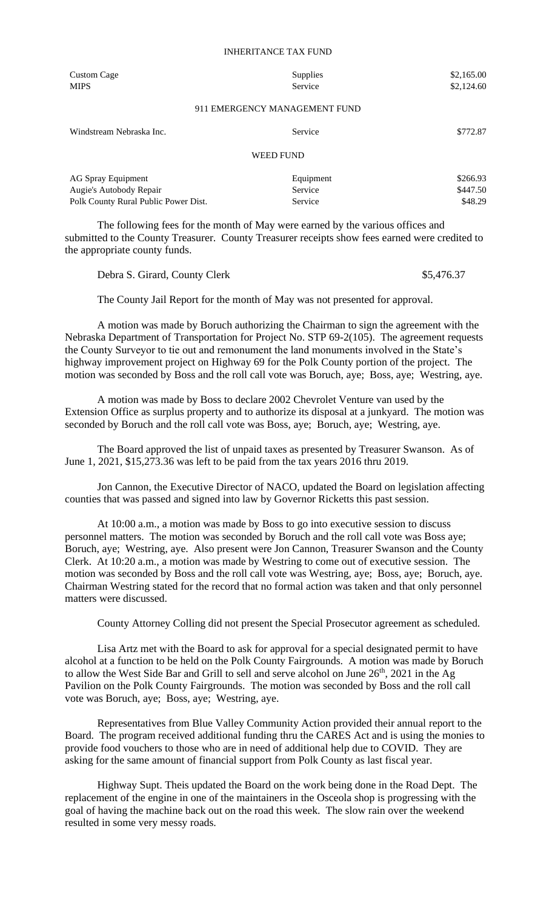INHERITANCE TAX FUND

| | | |
|---|---|---|
| Custom Cage | Supplies | $2,165.00 |
| MIPS | Service | $2,124.60 |

911 EMERGENCY MANAGEMENT FUND

| | | |
|---|---|---|
| Windstream Nebraska Inc. | Service | $772.87 |

WEED FUND

| | | |
|---|---|---|
| AG Spray Equipment | Equipment | $266.93 |
| Augie's Autobody Repair | Service | $447.50 |
| Polk County Rural Public Power Dist. | Service | $48.29 |

The following fees for the month of May were earned by the various offices and submitted to the County Treasurer. County Treasurer receipts show fees earned were credited to the appropriate county funds.

Debra S. Girard, County Clerk $5,476.37

The County Jail Report for the month of May was not presented for approval.

A motion was made by Boruch authorizing the Chairman to sign the agreement with the Nebraska Department of Transportation for Project No. STP 69-2(105). The agreement requests the County Surveyor to tie out and remonument the land monuments involved in the State's highway improvement project on Highway 69 for the Polk County portion of the project. The motion was seconded by Boss and the roll call vote was Boruch, aye; Boss, aye; Westring, aye.

A motion was made by Boss to declare 2002 Chevrolet Venture van used by the Extension Office as surplus property and to authorize its disposal at a junkyard. The motion was seconded by Boruch and the roll call vote was Boss, aye; Boruch, aye; Westring, aye.

The Board approved the list of unpaid taxes as presented by Treasurer Swanson. As of June 1, 2021, $15,273.36 was left to be paid from the tax years 2016 thru 2019.

Jon Cannon, the Executive Director of NACO, updated the Board on legislation affecting counties that was passed and signed into law by Governor Ricketts this past session.

At 10:00 a.m., a motion was made by Boss to go into executive session to discuss personnel matters. The motion was seconded by Boruch and the roll call vote was Boss aye; Boruch, aye; Westring, aye. Also present were Jon Cannon, Treasurer Swanson and the County Clerk. At 10:20 a.m., a motion was made by Westring to come out of executive session. The motion was seconded by Boss and the roll call vote was Westring, aye; Boss, aye; Boruch, aye. Chairman Westring stated for the record that no formal action was taken and that only personnel matters were discussed.

County Attorney Colling did not present the Special Prosecutor agreement as scheduled.

Lisa Artz met with the Board to ask for approval for a special designated permit to have alcohol at a function to be held on the Polk County Fairgrounds. A motion was made by Boruch to allow the West Side Bar and Grill to sell and serve alcohol on June 26th, 2021 in the Ag Pavilion on the Polk County Fairgrounds. The motion was seconded by Boss and the roll call vote was Boruch, aye; Boss, aye; Westring, aye.

Representatives from Blue Valley Community Action provided their annual report to the Board. The program received additional funding thru the CARES Act and is using the monies to provide food vouchers to those who are in need of additional help due to COVID. They are asking for the same amount of financial support from Polk County as last fiscal year.

Highway Supt. Theis updated the Board on the work being done in the Road Dept. The replacement of the engine in one of the maintainers in the Osceola shop is progressing with the goal of having the machine back out on the road this week. The slow rain over the weekend resulted in some very messy roads.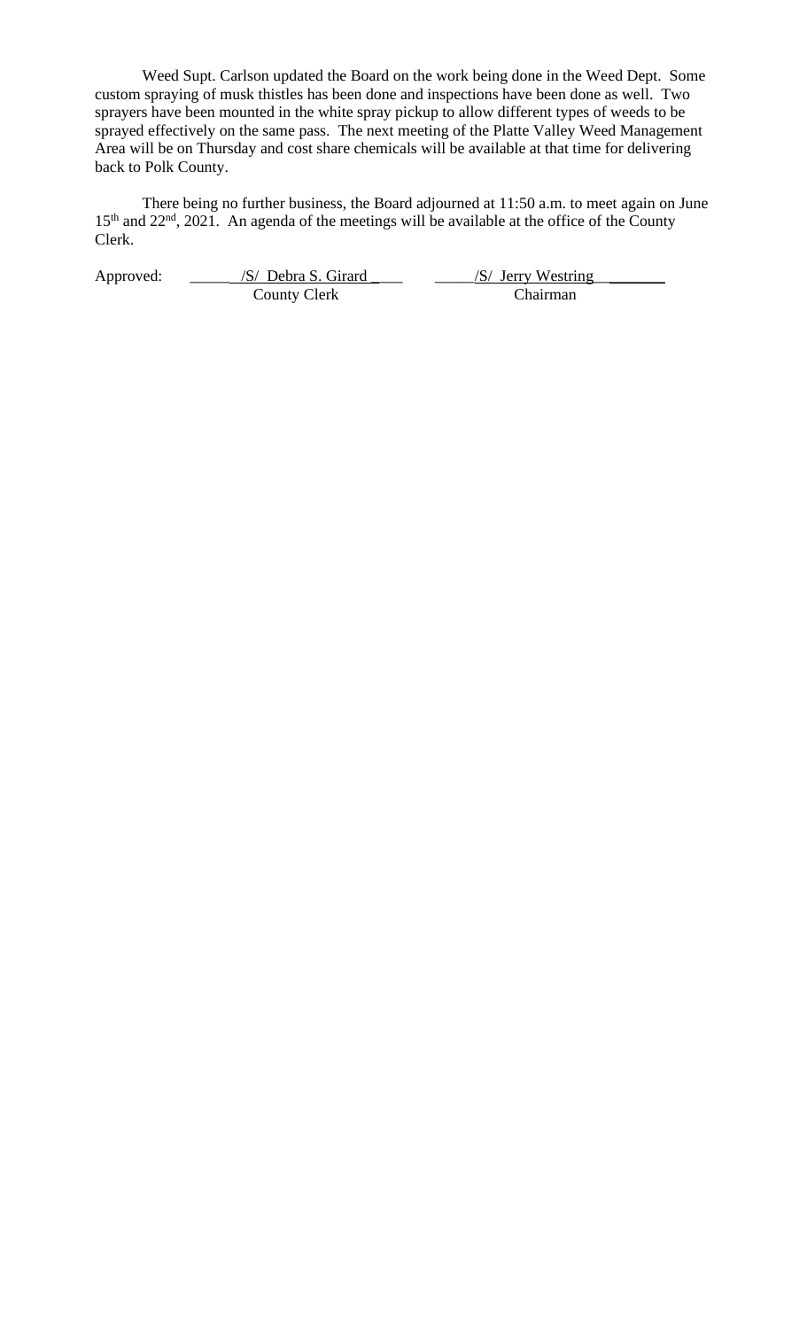Weed Supt. Carlson updated the Board on the work being done in the Weed Dept. Some custom spraying of musk thistles has been done and inspections have been done as well. Two sprayers have been mounted in the white spray pickup to allow different types of weeds to be sprayed effectively on the same pass. The next meeting of the Platte Valley Weed Management Area will be on Thursday and cost share chemicals will be available at that time for delivering back to Polk County.

There being no further business, the Board adjourned at 11:50 a.m. to meet again on June 15th and 22nd, 2021. An agenda of the meetings will be available at the office of the County Clerk.

Approved: /S/ Debra S. Girard — County Clerk

/S/ Jerry Westring — Chairman